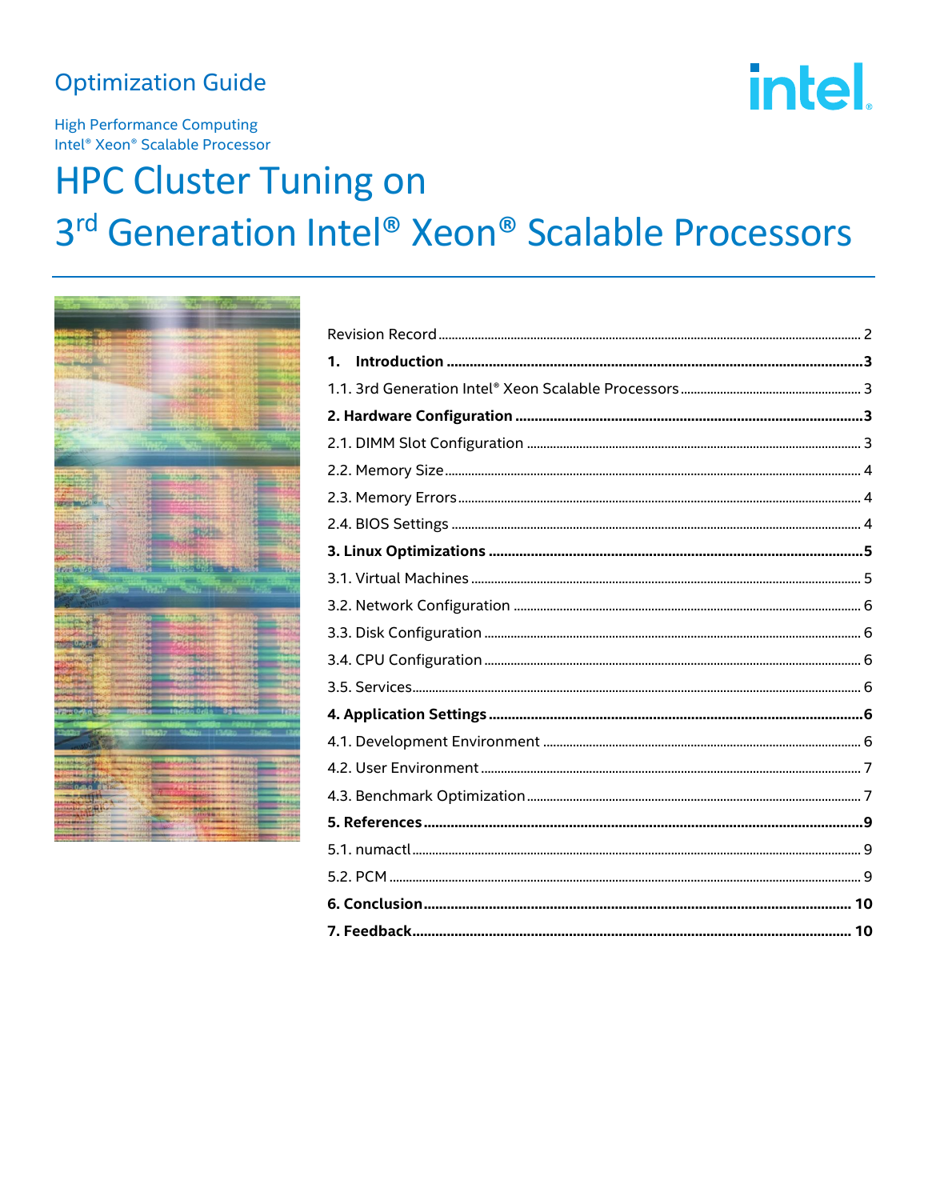Optimization Guide

High Performance Computing
Intel® Xeon® Scalable Processor

# HPC Cluster Tuning on 3rd Generation Intel® Xeon® Scalable Processors

Revision Record ........ 2

**1. Introduction ........ 3**

1.1. 3rd Generation Intel® Xeon Scalable Processors ........ 3

**2. Hardware Configuration ........ 3**

2.1. DIMM Slot Configuration ........ 3

2.2. Memory Size ........ 4

2.3. Memory Errors ........ 4

2.4. BIOS Settings ........ 4

**3. Linux Optimizations ........ 5**

3.1. Virtual Machines ........ 5

3.2. Network Configuration ........ 6

3.3. Disk Configuration ........ 6

3.4. CPU Configuration ........ 6

3.5. Services ........ 6

**4. Application Settings ........ 6**

4.1. Development Environment ........ 6

4.2. User Environment ........ 7

4.3. Benchmark Optimization ........ 7

**5. References ........ 9**

5.1. numactl ........ 9

5.2. PCM ........ 9

**6. Conclusion ........ 10**

**7. Feedback ........ 10**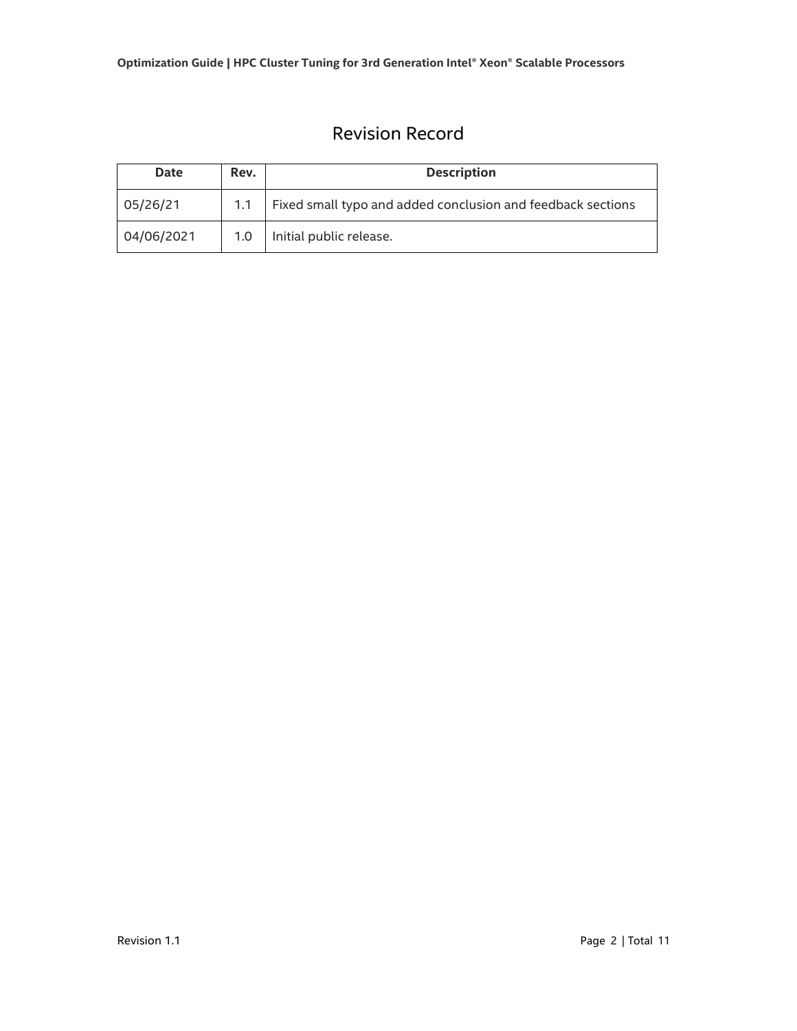# Revision Record

| Date | Rev. | Description |
| --- | --- | --- |
| 05/26/21 | 1.1 | Fixed small typo and added conclusion and feedback sections |
| 04/06/2021 | 1.0 | Initial public release. |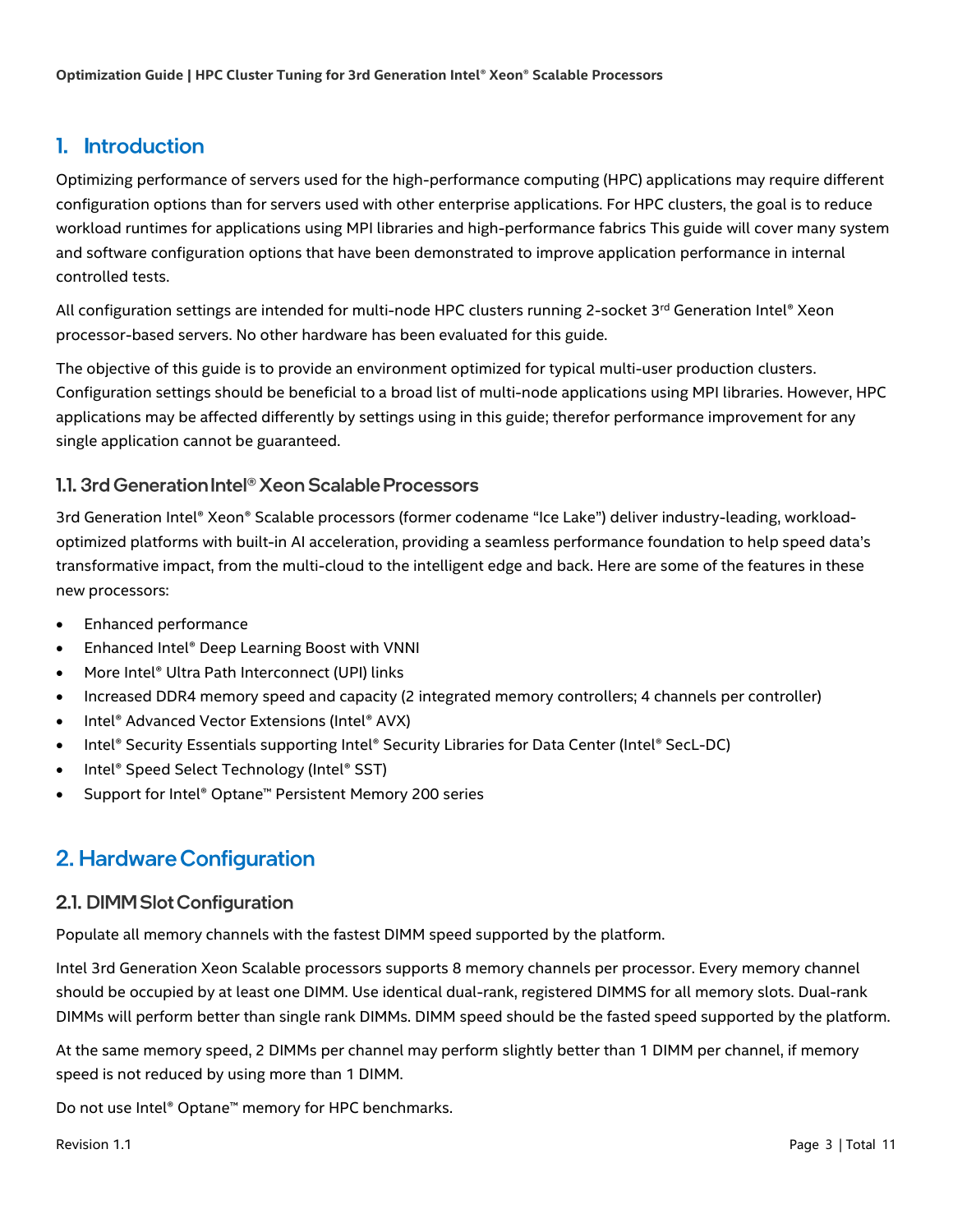# 1. Introduction

Optimizing performance of servers used for the high-performance computing (HPC) applications may require different configuration options than for servers used with other enterprise applications. For HPC clusters, the goal is to reduce workload runtimes for applications using MPI libraries and high-performance fabrics This guide will cover many system and software configuration options that have been demonstrated to improve application performance in internal controlled tests.

All configuration settings are intended for multi-node HPC clusters running 2-socket 3rd Generation Intel® Xeon processor-based servers. No other hardware has been evaluated for this guide.

The objective of this guide is to provide an environment optimized for typical multi-user production clusters. Configuration settings should be beneficial to a broad list of multi-node applications using MPI libraries. However, HPC applications may be affected differently by settings using in this guide; therefor performance improvement for any single application cannot be guaranteed.

## 1.1. 3rd Generation Intel® Xeon Scalable Processors

3rd Generation Intel® Xeon® Scalable processors (former codename "Ice Lake") deliver industry-leading, workload-optimized platforms with built-in AI acceleration, providing a seamless performance foundation to help speed data's transformative impact, from the multi-cloud to the intelligent edge and back. Here are some of the features in these new processors:

- Enhanced performance
- Enhanced Intel® Deep Learning Boost with VNNI
- More Intel® Ultra Path Interconnect (UPI) links
- Increased DDR4 memory speed and capacity (2 integrated memory controllers; 4 channels per controller)
- Intel® Advanced Vector Extensions (Intel® AVX)
- Intel® Security Essentials supporting Intel® Security Libraries for Data Center (Intel® SecL-DC)
- Intel® Speed Select Technology (Intel® SST)
- Support for Intel® Optane™ Persistent Memory 200 series

# 2. Hardware Configuration

## 2.1. DIMM Slot Configuration

Populate all memory channels with the fastest DIMM speed supported by the platform.

Intel 3rd Generation Xeon Scalable processors supports 8 memory channels per processor. Every memory channel should be occupied by at least one DIMM. Use identical dual-rank, registered DIMMS for all memory slots. Dual-rank DIMMs will perform better than single rank DIMMs. DIMM speed should be the fasted speed supported by the platform.

At the same memory speed, 2 DIMMs per channel may perform slightly better than 1 DIMM per channel, if memory speed is not reduced by using more than 1 DIMM.

Do not use Intel® Optane™ memory for HPC benchmarks.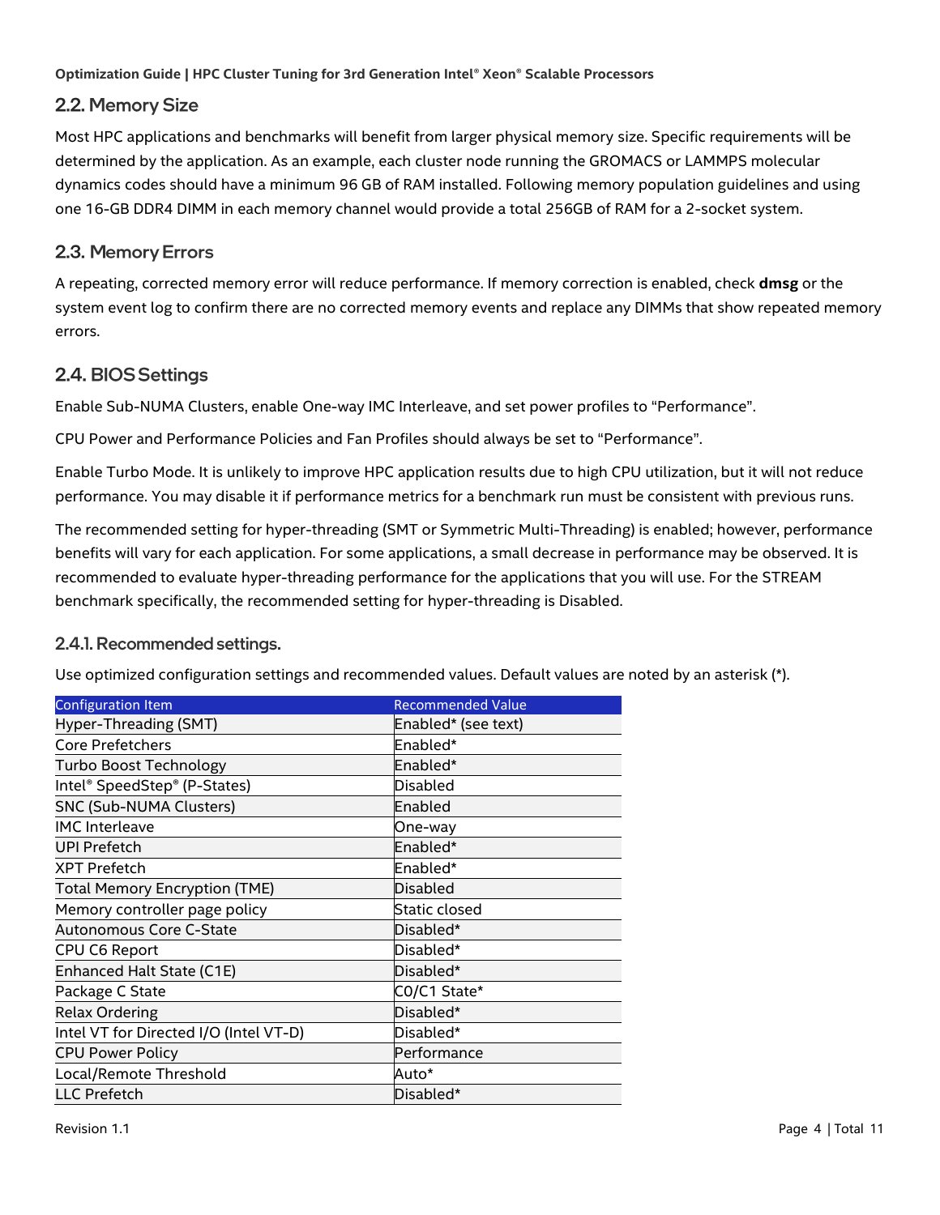## 2.2. Memory Size

Most HPC applications and benchmarks will benefit from larger physical memory size. Specific requirements will be determined by the application. As an example, each cluster node running the GROMACS or LAMMPS molecular dynamics codes should have a minimum 96 GB of RAM installed. Following memory population guidelines and using one 16-GB DDR4 DIMM in each memory channel would provide a total 256GB of RAM for a 2-socket system.

## 2.3. Memory Errors

A repeating, corrected memory error will reduce performance. If memory correction is enabled, check **dmsg** or the system event log to confirm there are no corrected memory events and replace any DIMMs that show repeated memory errors.

## 2.4. BIOS Settings

Enable Sub-NUMA Clusters, enable One-way IMC Interleave, and set power profiles to "Performance".

CPU Power and Performance Policies and Fan Profiles should always be set to "Performance".

Enable Turbo Mode. It is unlikely to improve HPC application results due to high CPU utilization, but it will not reduce performance. You may disable it if performance metrics for a benchmark run must be consistent with previous runs.

The recommended setting for hyper-threading (SMT or Symmetric Multi-Threading) is enabled; however, performance benefits will vary for each application. For some applications, a small decrease in performance may be observed. It is recommended to evaluate hyper-threading performance for the applications that you will use. For the STREAM benchmark specifically, the recommended setting for hyper-threading is Disabled.

### 2.4.1. Recommended settings.

Use optimized configuration settings and recommended values. Default values are noted by an asterisk (*).

| Configuration Item | Recommended Value |
|---|---|
| Hyper-Threading (SMT) | Enabled* (see text) |
| Core Prefetchers | Enabled* |
| Turbo Boost Technology | Enabled* |
| Intel® SpeedStep® (P-States) | Disabled |
| SNC (Sub-NUMA Clusters) | Enabled |
| IMC Interleave | One-way |
| UPI Prefetch | Enabled* |
| XPT Prefetch | Enabled* |
| Total Memory Encryption (TME) | Disabled |
| Memory controller page policy | Static closed |
| Autonomous Core C-State | Disabled* |
| CPU C6 Report | Disabled* |
| Enhanced Halt State (C1E) | Disabled* |
| Package C State | C0/C1 State* |
| Relax Ordering | Disabled* |
| Intel VT for Directed I/O (Intel VT-D) | Disabled* |
| CPU Power Policy | Performance |
| Local/Remote Threshold | Auto* |
| LLC Prefetch | Disabled* |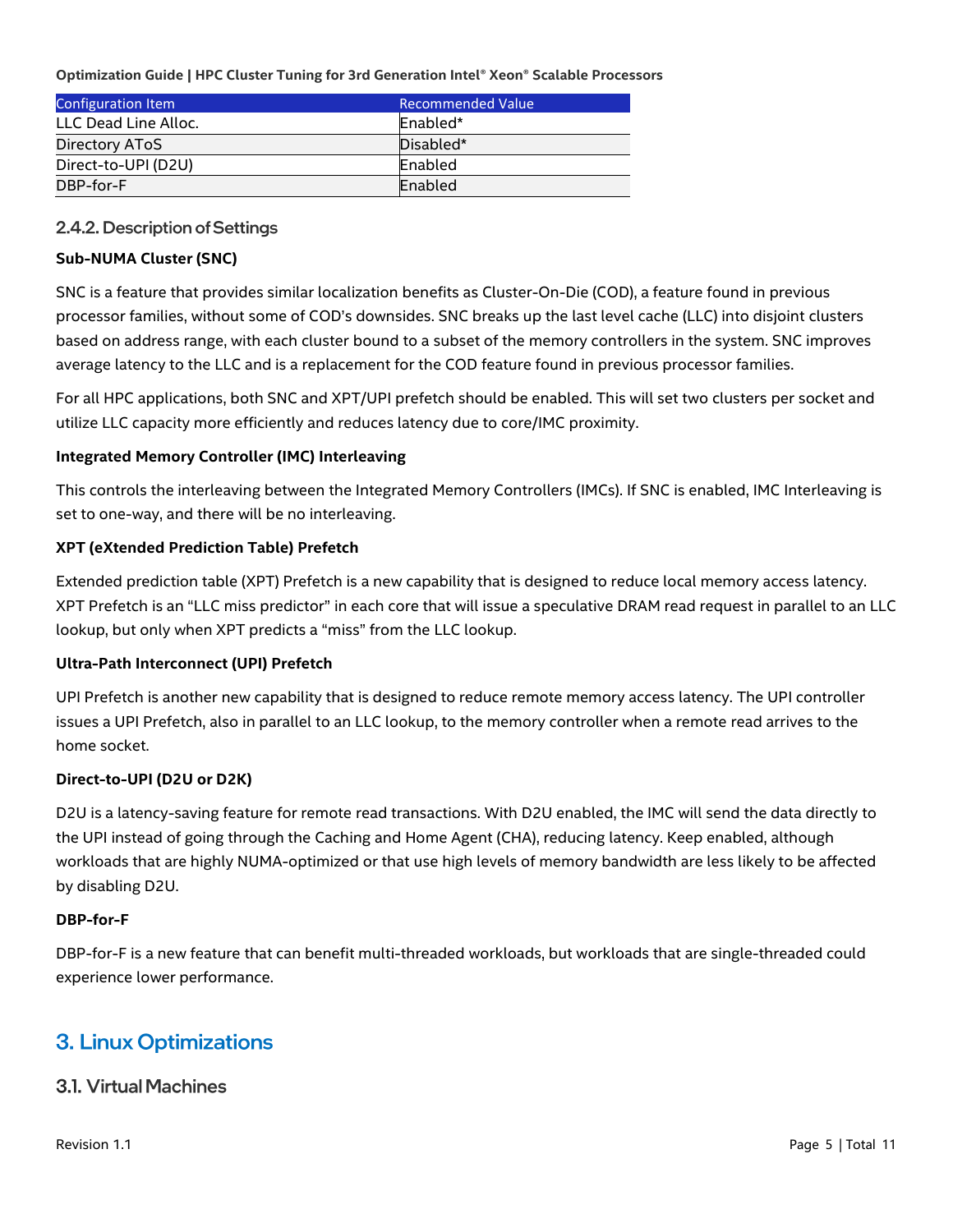| Configuration Item | Recommended Value |
| --- | --- |
| LLC Dead Line Alloc. | Enabled* |
| Directory AToS | Disabled* |
| Direct-to-UPI (D2U) | Enabled |
| DBP-for-F | Enabled |

### 2.4.2. Description of Settings

**Sub-NUMA Cluster (SNC)**

SNC is a feature that provides similar localization benefits as Cluster-On-Die (COD), a feature found in previous processor families, without some of COD's downsides. SNC breaks up the last level cache (LLC) into disjoint clusters based on address range, with each cluster bound to a subset of the memory controllers in the system. SNC improves average latency to the LLC and is a replacement for the COD feature found in previous processor families.

For all HPC applications, both SNC and XPT/UPI prefetch should be enabled. This will set two clusters per socket and utilize LLC capacity more efficiently and reduces latency due to core/IMC proximity.

**Integrated Memory Controller (IMC) Interleaving**

This controls the interleaving between the Integrated Memory Controllers (IMCs). If SNC is enabled, IMC Interleaving is set to one-way, and there will be no interleaving.

**XPT (eXtended Prediction Table) Prefetch**

Extended prediction table (XPT) Prefetch is a new capability that is designed to reduce local memory access latency. XPT Prefetch is an "LLC miss predictor" in each core that will issue a speculative DRAM read request in parallel to an LLC lookup, but only when XPT predicts a "miss" from the LLC lookup.

**Ultra-Path Interconnect (UPI) Prefetch**

UPI Prefetch is another new capability that is designed to reduce remote memory access latency. The UPI controller issues a UPI Prefetch, also in parallel to an LLC lookup, to the memory controller when a remote read arrives to the home socket.

**Direct-to-UPI (D2U or D2K)**

D2U is a latency-saving feature for remote read transactions. With D2U enabled, the IMC will send the data directly to the UPI instead of going through the Caching and Home Agent (CHA), reducing latency. Keep enabled, although workloads that are highly NUMA-optimized or that use high levels of memory bandwidth are less likely to be affected by disabling D2U.

**DBP-for-F**

DBP-for-F is a new feature that can benefit multi-threaded workloads, but workloads that are single-threaded could experience lower performance.

# 3. Linux Optimizations

## 3.1. Virtual Machines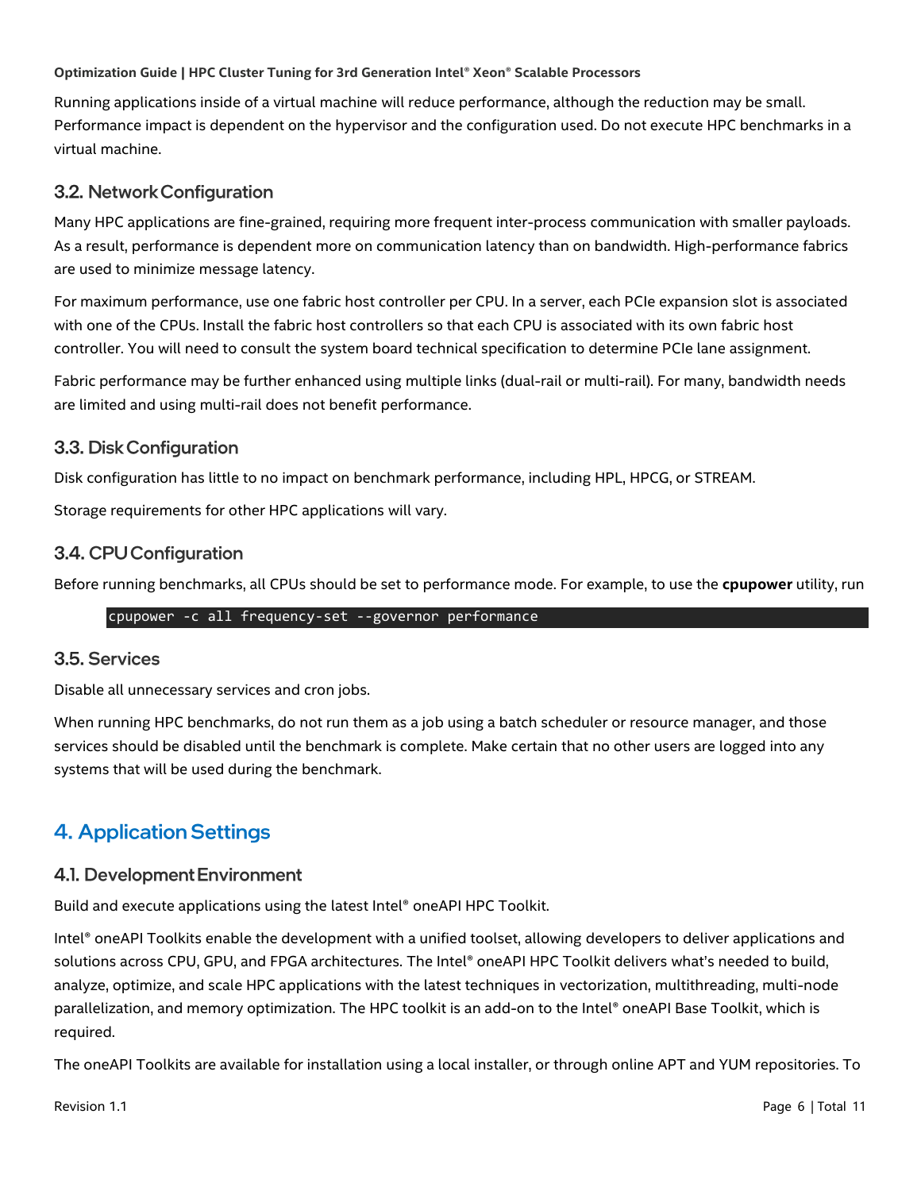Running applications inside of a virtual machine will reduce performance, although the reduction may be small. Performance impact is dependent on the hypervisor and the configuration used. Do not execute HPC benchmarks in a virtual machine.

### 3.2. Network Configuration

Many HPC applications are fine-grained, requiring more frequent inter-process communication with smaller payloads. As a result, performance is dependent more on communication latency than on bandwidth. High-performance fabrics are used to minimize message latency.

For maximum performance, use one fabric host controller per CPU. In a server, each PCIe expansion slot is associated with one of the CPUs. Install the fabric host controllers so that each CPU is associated with its own fabric host controller. You will need to consult the system board technical specification to determine PCIe lane assignment.

Fabric performance may be further enhanced using multiple links (dual-rail or multi-rail). For many, bandwidth needs are limited and using multi-rail does not benefit performance.

### 3.3. Disk Configuration

Disk configuration has little to no impact on benchmark performance, including HPL, HPCG, or STREAM.

Storage requirements for other HPC applications will vary.

### 3.4. CPU Configuration

Before running benchmarks, all CPUs should be set to performance mode. For example, to use the **cpupower** utility, run

```
cpupower -c all frequency-set --governor performance
```

### 3.5. Services

Disable all unnecessary services and cron jobs.

When running HPC benchmarks, do not run them as a job using a batch scheduler or resource manager, and those services should be disabled until the benchmark is complete. Make certain that no other users are logged into any systems that will be used during the benchmark.

## 4. Application Settings

### 4.1. Development Environment

Build and execute applications using the latest Intel® oneAPI HPC Toolkit.

Intel® oneAPI Toolkits enable the development with a unified toolset, allowing developers to deliver applications and solutions across CPU, GPU, and FPGA architectures. The Intel® oneAPI HPC Toolkit delivers what's needed to build, analyze, optimize, and scale HPC applications with the latest techniques in vectorization, multithreading, multi-node parallelization, and memory optimization. The HPC toolkit is an add-on to the Intel® oneAPI Base Toolkit, which is required.

The oneAPI Toolkits are available for installation using a local installer, or through online APT and YUM repositories. To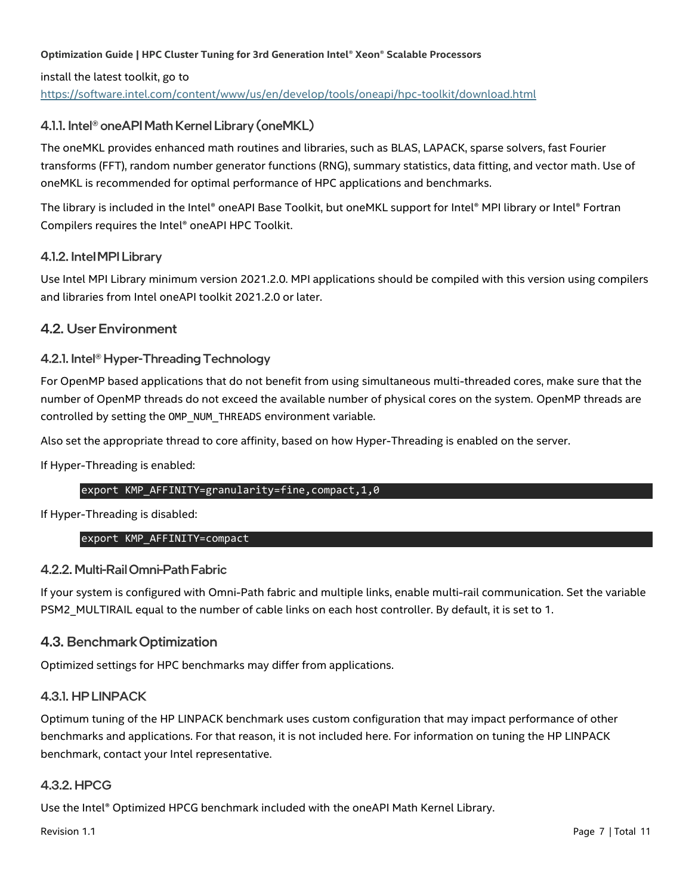install the latest toolkit, go to
https://software.intel.com/content/www/us/en/develop/tools/oneapi/hpc-toolkit/download.html

### 4.1.1. Intel® oneAPI Math Kernel Library (oneMKL)

The oneMKL provides enhanced math routines and libraries, such as BLAS, LAPACK, sparse solvers, fast Fourier transforms (FFT), random number generator functions (RNG), summary statistics, data fitting, and vector math. Use of oneMKL is recommended for optimal performance of HPC applications and benchmarks.

The library is included in the Intel® oneAPI Base Toolkit, but oneMKL support for Intel® MPI library or Intel® Fortran Compilers requires the Intel® oneAPI HPC Toolkit.

### 4.1.2. Intel MPI Library

Use Intel MPI Library minimum version 2021.2.0. MPI applications should be compiled with this version using compilers and libraries from Intel oneAPI toolkit 2021.2.0 or later.

## 4.2. User Environment

### 4.2.1. Intel® Hyper-Threading Technology

For OpenMP based applications that do not benefit from using simultaneous multi-threaded cores, make sure that the number of OpenMP threads do not exceed the available number of physical cores on the system. OpenMP threads are controlled by setting the `OMP_NUM_THREADS` environment variable.

Also set the appropriate thread to core affinity, based on how Hyper-Threading is enabled on the server.

If Hyper-Threading is enabled:

```
export KMP_AFFINITY=granularity=fine,compact,1,0
```

If Hyper-Threading is disabled:

```
export KMP_AFFINITY=compact
```

### 4.2.2. Multi-Rail Omni-Path Fabric

If your system is configured with Omni-Path fabric and multiple links, enable multi-rail communication. Set the variable PSM2_MULTIRAIL equal to the number of cable links on each host controller. By default, it is set to 1.

## 4.3. Benchmark Optimization

Optimized settings for HPC benchmarks may differ from applications.

### 4.3.1. HP LINPACK

Optimum tuning of the HP LINPACK benchmark uses custom configuration that may impact performance of other benchmarks and applications. For that reason, it is not included here. For information on tuning the HP LINPACK benchmark, contact your Intel representative.

### 4.3.2. HPCG

Use the Intel® Optimized HPCG benchmark included with the oneAPI Math Kernel Library.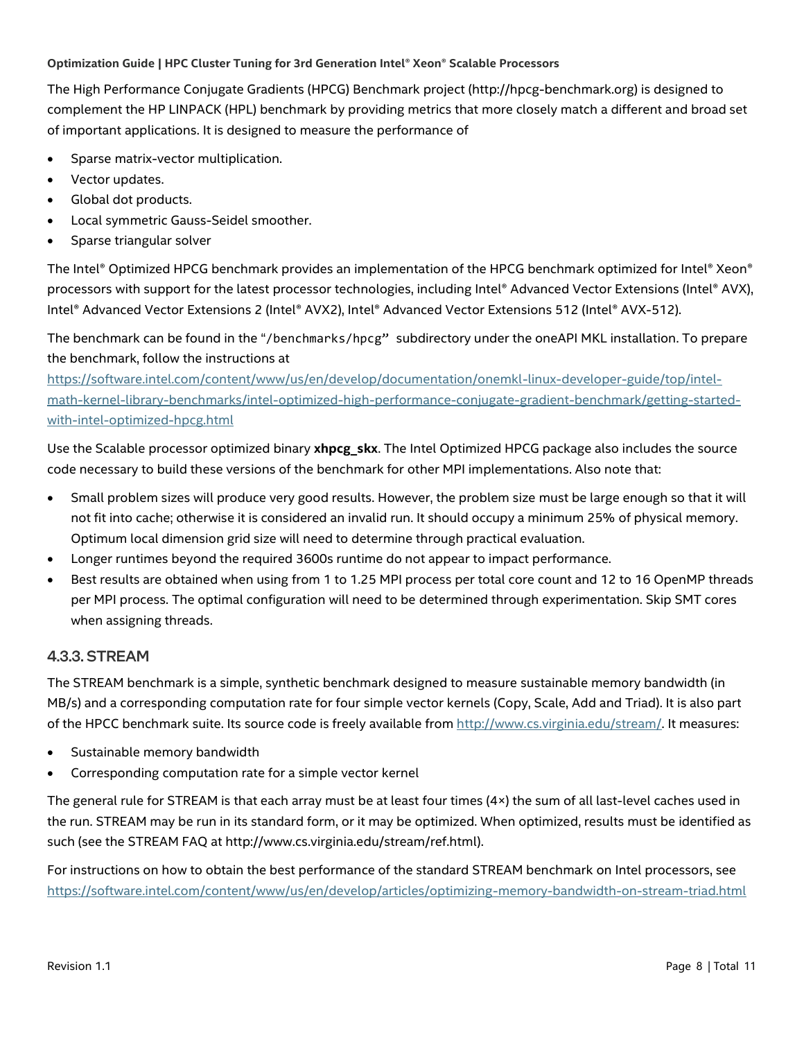The High Performance Conjugate Gradients (HPCG) Benchmark project (http://hpcg-benchmark.org) is designed to complement the HP LINPACK (HPL) benchmark by providing metrics that more closely match a different and broad set of important applications. It is designed to measure the performance of

- Sparse matrix-vector multiplication.
- Vector updates.
- Global dot products.
- Local symmetric Gauss-Seidel smoother.
- Sparse triangular solver

The Intel® Optimized HPCG benchmark provides an implementation of the HPCG benchmark optimized for Intel® Xeon® processors with support for the latest processor technologies, including Intel® Advanced Vector Extensions (Intel® AVX), Intel® Advanced Vector Extensions 2 (Intel® AVX2), Intel® Advanced Vector Extensions 512 (Intel® AVX-512).

The benchmark can be found in the "`/benchmarks/hpcg`" subdirectory under the oneAPI MKL installation. To prepare the benchmark, follow the instructions at
[https://software.intel.com/content/www/us/en/develop/documentation/onemkl-linux-developer-guide/top/intel-math-kernel-library-benchmarks/intel-optimized-high-performance-conjugate-gradient-benchmark/getting-started-with-intel-optimized-hpcg.html](https://software.intel.com/content/www/us/en/develop/documentation/onemkl-linux-developer-guide/top/intel-math-kernel-library-benchmarks/intel-optimized-high-performance-conjugate-gradient-benchmark/getting-started-with-intel-optimized-hpcg.html)

Use the Scalable processor optimized binary **xhpcg_skx**. The Intel Optimized HPCG package also includes the source code necessary to build these versions of the benchmark for other MPI implementations. Also note that:

- Small problem sizes will produce very good results. However, the problem size must be large enough so that it will not fit into cache; otherwise it is considered an invalid run. It should occupy a minimum 25% of physical memory. Optimum local dimension grid size will need to determine through practical evaluation.
- Longer runtimes beyond the required 3600s runtime do not appear to impact performance.
- Best results are obtained when using from 1 to 1.25 MPI process per total core count and 12 to 16 OpenMP threads per MPI process. The optimal configuration will need to be determined through experimentation. Skip SMT cores when assigning threads.

### 4.3.3. STREAM

The STREAM benchmark is a simple, synthetic benchmark designed to measure sustainable memory bandwidth (in MB/s) and a corresponding computation rate for four simple vector kernels (Copy, Scale, Add and Triad). It is also part of the HPCC benchmark suite. Its source code is freely available from [http://www.cs.virginia.edu/stream/](http://www.cs.virginia.edu/stream/). It measures:

- Sustainable memory bandwidth
- Corresponding computation rate for a simple vector kernel

The general rule for STREAM is that each array must be at least four times (4×) the sum of all last-level caches used in the run. STREAM may be run in its standard form, or it may be optimized. When optimized, results must be identified as such (see the STREAM FAQ at http://www.cs.virginia.edu/stream/ref.html).

For instructions on how to obtain the best performance of the standard STREAM benchmark on Intel processors, see [https://software.intel.com/content/www/us/en/develop/articles/optimizing-memory-bandwidth-on-stream-triad.html](https://software.intel.com/content/www/us/en/develop/articles/optimizing-memory-bandwidth-on-stream-triad.html)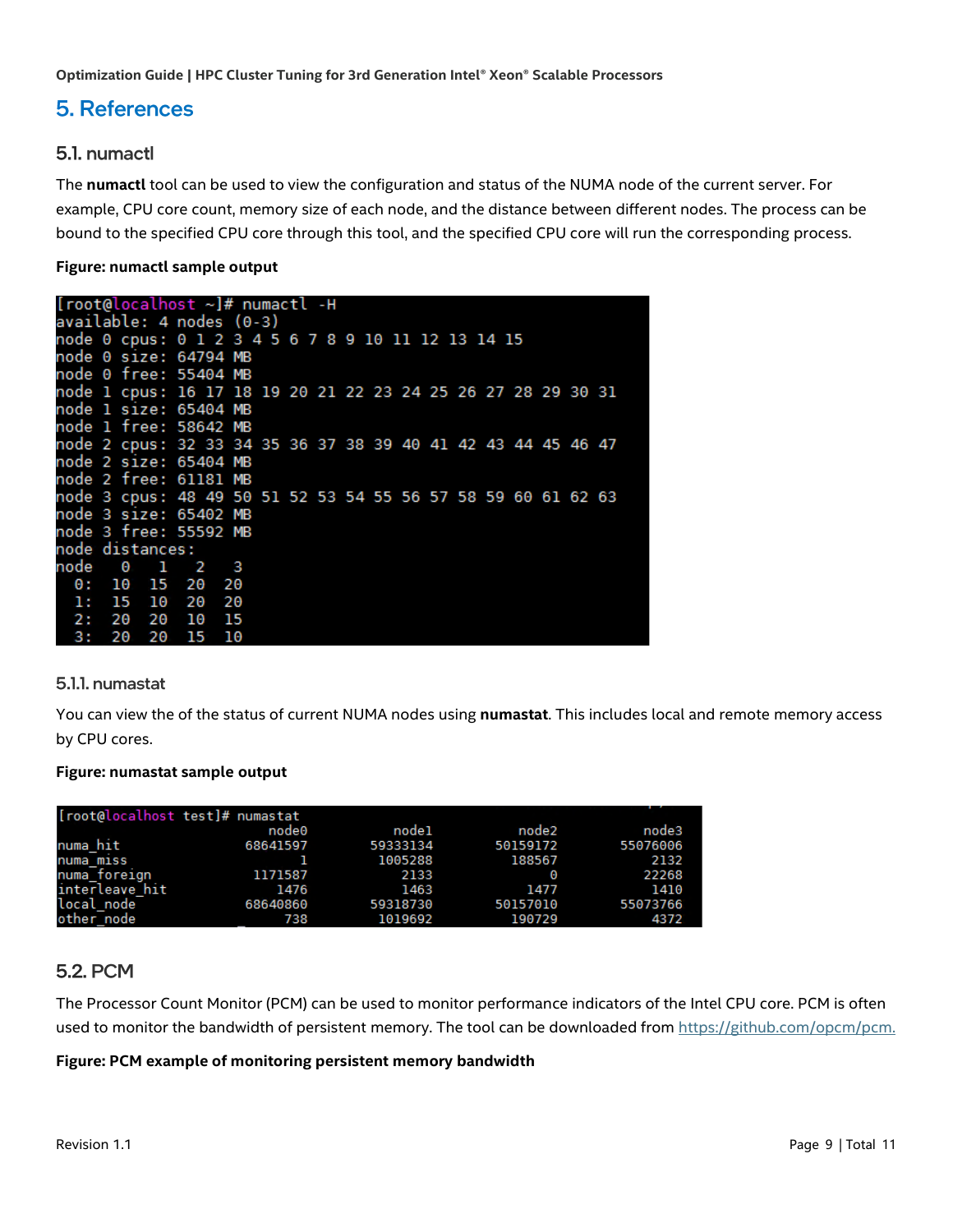# 5. References

## 5.1. numactl

The **numactl** tool can be used to view the configuration and status of the NUMA node of the current server. For example, CPU core count, memory size of each node, and the distance between different nodes. The process can be bound to the specified CPU core through this tool, and the specified CPU core will run the corresponding process.

**Figure: numactl sample output**

```
[root@localhost ~]# numactl -H
available: 4 nodes (0-3)
node 0 cpus: 0 1 2 3 4 5 6 7 8 9 10 11 12 13 14 15
node 0 size: 64794 MB
node 0 free: 55404 MB
node 1 cpus: 16 17 18 19 20 21 22 23 24 25 26 27 28 29 30 31
node 1 size: 65404 MB
node 1 free: 58642 MB
node 2 cpus: 32 33 34 35 36 37 38 39 40 41 42 43 44 45 46 47
node 2 size: 65404 MB
node 2 free: 61181 MB
node 3 cpus: 48 49 50 51 52 53 54 55 56 57 58 59 60 61 62 63
node 3 size: 65402 MB
node 3 free: 55592 MB
node distances:
node   0   1   2   3
  0:  10  15  20  20
  1:  15  10  20  20
  2:  20  20  10  15
  3:  20  20  15  10
```

### 5.1.1. numastat

You can view the of the status of current NUMA nodes using **numastat**. This includes local and remote memory access by CPU cores.

**Figure: numastat sample output**

```
[root@localhost test]# numastat
                           node0           node1           node2           node3
numa_hit                68641597        59333134        50159172        55076006
numa_miss                      1         1005288          188567            2132
numa_foreign             1171587            2133               0           22268
interleave_hit              1476            1463            1477            1410
local_node              68640860        59318730        50157010        55073766
other_node                   738         1019692          190729            4372
```

## 5.2. PCM

The Processor Count Monitor (PCM) can be used to monitor performance indicators of the Intel CPU core. PCM is often used to monitor the bandwidth of persistent memory. The tool can be downloaded from https://github.com/opcm/pcm.

**Figure: PCM example of monitoring persistent memory bandwidth**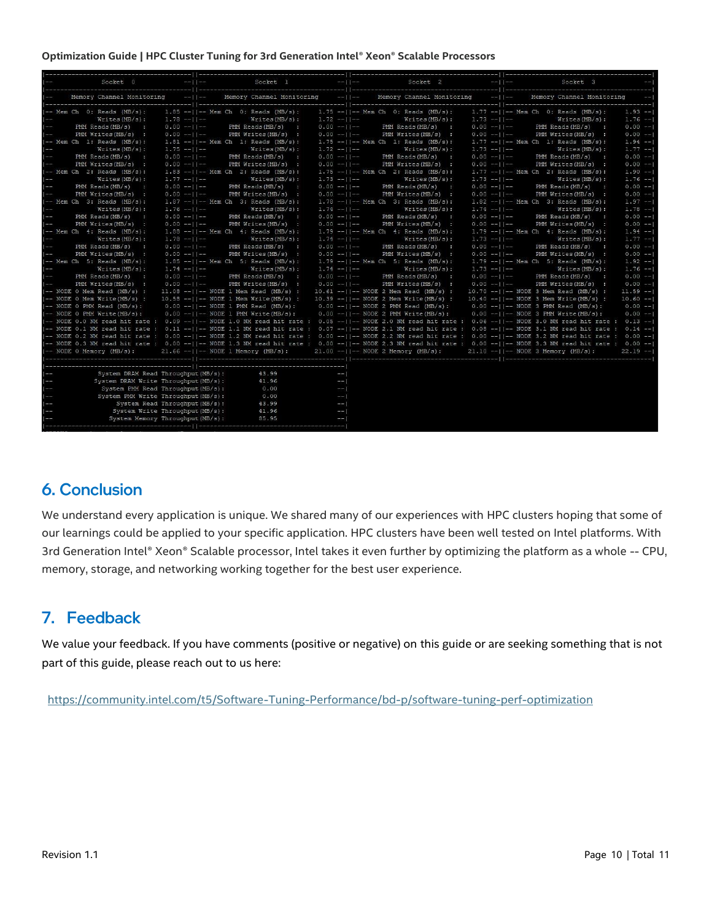```
|---------------------------------------||---------------------------------------||---------------------------------------||---------------------------------------|
|--             Socket  0             --||--             Socket  1             --||--             Socket  2             --||--             Socket  3             --|
|---------------------------------------||---------------------------------------||---------------------------------------||---------------------------------------|
|--     Memory Channel Monitoring     --||--     Memory Channel Monitoring     --||--     Memory Channel Monitoring     --||--     Memory Channel Monitoring     --|
|---------------------------------------||---------------------------------------||---------------------------------------||---------------------------------------|
|-- Mem Ch  0: Reads (MB/s):    1.85 --||-- Mem Ch  0: Reads (MB/s):    1.75 --||-- Mem Ch  0: Reads (MB/s):    1.77 --||-- Mem Ch  0: Reads (MB/s):    1.93 --|
|--            Writes(MB/s):    1.78 --||--            Writes(MB/s):    1.72 --||--            Writes(MB/s):    1.73 --||--            Writes(MB/s):    1.76 --|
|--      PMM Reads(MB/s)   :    0.00 --||--      PMM Reads(MB/s)   :    0.00 --||--      PMM Reads(MB/s)   :    0.00 --||--      PMM Reads(MB/s)   :    0.00 --|
|--      PMM Writes(MB/s)  :    0.00 --||--      PMM Writes(MB/s)  :    0.00 --||--      PMM Writes(MB/s)  :    0.00 --||--      PMM Writes(MB/s)  :    0.00 --|
|-- Mem Ch  1: Reads (MB/s):    1.81 --||-- Mem Ch  1: Reads (MB/s):    1.75 --||-- Mem Ch  1: Reads (MB/s):    1.77 --||-- Mem Ch  1: Reads (MB/s):    1.94 --|
|--            Writes(MB/s):    1.75 --||--            Writes(MB/s):    1.72 --||--            Writes(MB/s):    1.73 --||--            Writes(MB/s):    1.77 --|
|--      PMM Reads(MB/s)   :    0.00 --||--      PMM Reads(MB/s)   :    0.00 --||--      PMM Reads(MB/s)   :    0.00 --||--      PMM Reads(MB/s)   :    0.00 --|
|--      PMM Writes(MB/s)  :    0.00 --||--      PMM Writes(MB/s)  :    0.00 --||--      PMM Writes(MB/s)  :    0.00 --||--      PMM Writes(MB/s)  :    0.00 --|
|-- Mem Ch  2: Reads (MB/s):    1.83 --||-- Mem Ch  2: Reads (MB/s):    1.75 --||-- Mem Ch  2: Reads (MB/s):    1.77 --||-- Mem Ch  2: Reads (MB/s):    1.90 --|
|--            Writes(MB/s):    1.77 --||--            Writes(MB/s):    1.73 --||--            Writes(MB/s):    1.73 --||--            Writes(MB/s):    1.76 --|
|--      PMM Reads(MB/s)   :    0.00 --||--      PMM Reads(MB/s)   :    0.00 --||--      PMM Reads(MB/s)   :    0.00 --||--      PMM Reads(MB/s)   :    0.00 --|
|--      PMM Writes(MB/s)  :    0.00 --||--      PMM Writes(MB/s)  :    0.00 --||--      PMM Writes(MB/s)  :    0.00 --||--      PMM Writes(MB/s)  :    0.00 --|
|-- Mem Ch  3: Reads (MB/s):    1.87 --||-- Mem Ch  3: Reads (MB/s):    1.78 --||-- Mem Ch  3: Reads (MB/s):    1.82 --||-- Mem Ch  3: Reads (MB/s):    1.97 --|
|--            Writes(MB/s):    1.76 --||--            Writes(MB/s):    1.74 --||--            Writes(MB/s):    1.74 --||--            Writes(MB/s):    1.78 --|
|--      PMM Reads(MB/s)   :    0.00 --||--      PMM Reads(MB/s)   :    0.00 --||--      PMM Reads(MB/s)   :    0.00 --||--      PMM Reads(MB/s)   :    0.00 --|
|--      PMM Writes(MB/s)  :    0.00 --||--      PMM Writes(MB/s)  :    0.00 --||--      PMM Writes(MB/s)  :    0.00 --||--      PMM Writes(MB/s)  :    0.00 --|
|-- Mem Ch  4: Reads (MB/s):    1.88 --||-- Mem Ch  4: Reads (MB/s):    1.79 --||-- Mem Ch  4: Reads (MB/s):    1.79 --||-- Mem Ch  4: Reads (MB/s):    1.94 --|
|--            Writes(MB/s):    1.78 --||--            Writes(MB/s):    1.74 --||--            Writes(MB/s):    1.73 --||--            Writes(MB/s):    1.77 --|
|--      PMM Reads(MB/s)   :    0.00 --||--      PMM Reads(MB/s)   :    0.00 --||--      PMM Reads(MB/s)   :    0.00 --||--      PMM Reads(MB/s)   :    0.00 --|
|--      PMM Writes(MB/s)  :    0.00 --||--      PMM Writes(MB/s)  :    0.00 --||--      PMM Writes(MB/s)  :    0.00 --||--      PMM Writes(MB/s)  :    0.00 --|
|-- Mem Ch  5: Reads (MB/s):    1.85 --||-- Mem Ch  5: Reads (MB/s):    1.79 --||-- Mem Ch  5: Reads (MB/s):    1.79 --||-- Mem Ch  5: Reads (MB/s):    1.92 --|
|--            Writes(MB/s):    1.74 --||--            Writes(MB/s):    1.74 --||--            Writes(MB/s):    1.73 --||--            Writes(MB/s):    1.76 --|
|--      PMM Reads(MB/s)   :    0.00 --||--      PMM Reads(MB/s)   :    0.00 --||--      PMM Reads(MB/s)   :    0.00 --||--      PMM Reads(MB/s)   :    0.00 --|
|--      PMM Writes(MB/s)  :    0.00 --||--      PMM Writes(MB/s)  :    0.00 --||--      PMM Writes(MB/s)  :    0.00 --||--      PMM Writes(MB/s)  :    0.00 --|
|-- NODE 0 Mem Read (MB/s) :   11.08 --||-- NODE 1 Mem Read (MB/s) :   10.61 --||-- NODE 2 Mem Read (MB/s) :   10.70 --||-- NODE 3 Mem Read (MB/s) :   11.59 --|
|-- NODE 0 Mem Write(MB/s) :   10.58 --||-- NODE 1 Mem Write(MB/s) :   10.39 --||-- NODE 2 Mem Write(MB/s) :   10.40 --||-- NODE 3 Mem Write(MB/s) :   10.60 --|
|-- NODE 0 PMM Read (MB/s):     0.00 --||-- NODE 1 PMM Read (MB/s):     0.00 --||-- NODE 2 PMM Read (MB/s):     0.00 --||-- NODE 3 PMM Read (MB/s):     0.00 --|
|-- NODE 0 PMM Write(MB/s):     0.00 --||-- NODE 1 PMM Write(MB/s):     0.00 --||-- NODE 2 PMM Write(MB/s):     0.00 --||-- NODE 3 PMM Write(MB/s):     0.00 --|
|-- NODE 0.0 NM read hit rate :  0.09 --||-- NODE 1.0 NM read hit rate :  0.05 --||-- NODE 2.0 NM read hit rate :  0.06 --||-- NODE 3.0 NM read hit rate :  0.13 --|
|-- NODE 0.1 NM read hit rate :  0.11 --||-- NODE 1.1 NM read hit rate :  0.07 --||-- NODE 2.1 NM read hit rate :  0.08 --||-- NODE 3.1 NM read hit rate :  0.14 --|
|-- NODE 0.2 NM read hit rate :  0.00 --||-- NODE 1.2 NM read hit rate :  0.00 --||-- NODE 2.2 NM read hit rate :  0.00 --||-- NODE 3.2 NM read hit rate :  0.00 --|
|-- NODE 0.3 NM read hit rate :  0.00 --||-- NODE 1.3 NM read hit rate :  0.00 --||-- NODE 2.3 NM read hit rate :  0.00 --||-- NODE 3.3 NM read hit rate :  0.00 --|
|-- NODE 0 Memory (MB/s):      21.66 --||-- NODE 1 Memory (MB/s):      21.00 --||-- NODE 2 Memory (MB/s):      21.10 --||-- NODE 3 Memory (MB/s):      22.19 --|
|---------------------------------------||---------------------------------------||---------------------------------------||---------------------------------------|
|---------------------------------------||---------------------------------------|
|--          System DRAM Read Throughput(MB/s):          43.99                --|
|--         System DRAM Write Throughput(MB/s):          41.96                --|
|--           System PMM Read Throughput(MB/s):           0.00                --|
|--          System PMM Write Throughput(MB/s):           0.00                --|
|--               System Read Throughput(MB/s):          43.99                --|
|--              System Write Throughput(MB/s):          41.96                --|
|--             System Memory Throughput(MB/s):          85.95                --|
|---------------------------------------||---------------------------------------|
```

## 6. Conclusion

We understand every application is unique. We shared many of our experiences with HPC clusters hoping that some of our learnings could be applied to your specific application. HPC clusters have been well tested on Intel platforms. With 3rd Generation Intel® Xeon® Scalable processor, Intel takes it even further by optimizing the platform as a whole -- CPU, memory, storage, and networking working together for the best user experience.

## 7. Feedback

We value your feedback. If you have comments (positive or negative) on this guide or are seeking something that is not part of this guide, please reach out to us here:

https://community.intel.com/t5/Software-Tuning-Performance/bd-p/software-tuning-perf-optimization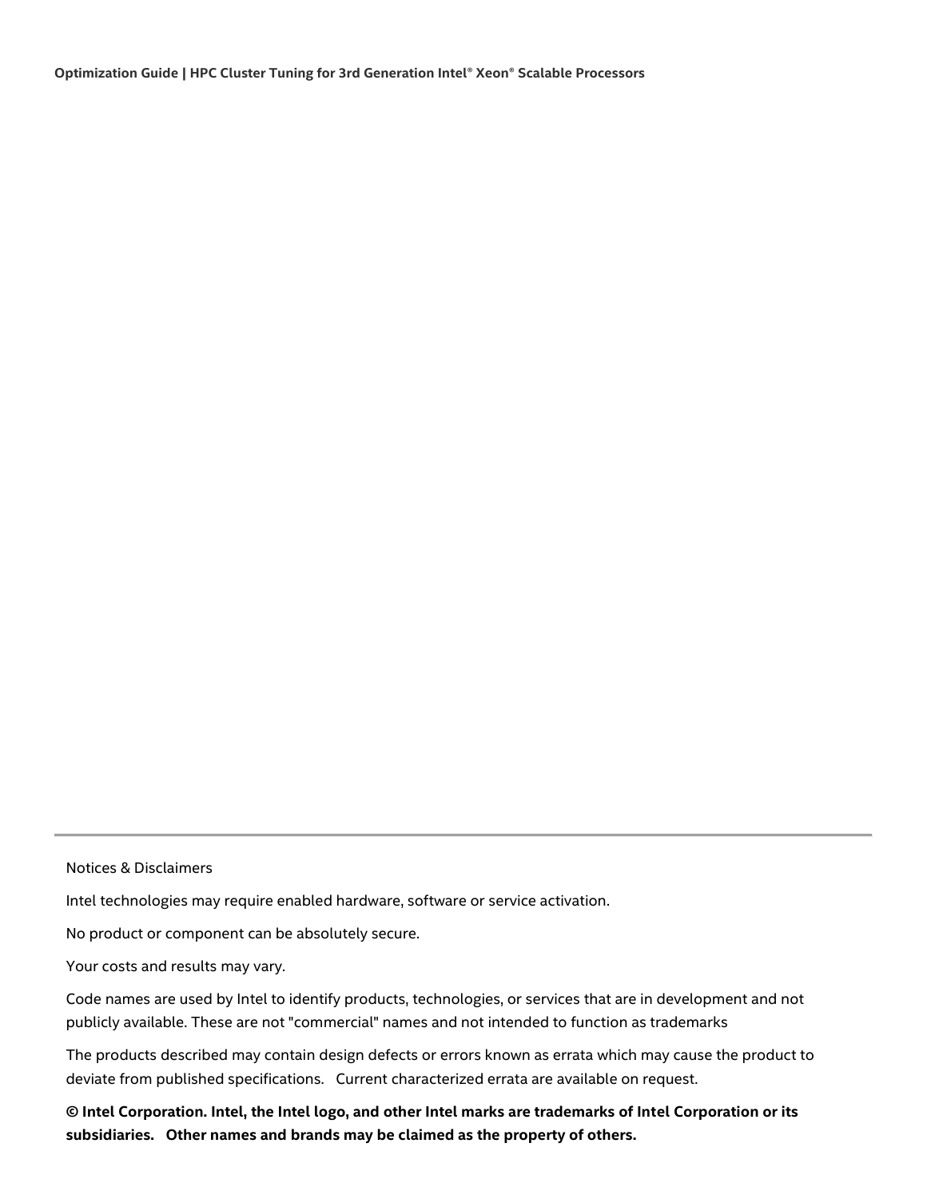Notices & Disclaimers

Intel technologies may require enabled hardware, software or service activation.

No product or component can be absolutely secure.

Your costs and results may vary.

Code names are used by Intel to identify products, technologies, or services that are in development and not publicly available. These are not "commercial" names and not intended to function as trademarks

The products described may contain design defects or errors known as errata which may cause the product to deviate from published specifications. Current characterized errata are available on request.

**© Intel Corporation. Intel, the Intel logo, and other Intel marks are trademarks of Intel Corporation or its subsidiaries. Other names and brands may be claimed as the property of others.**